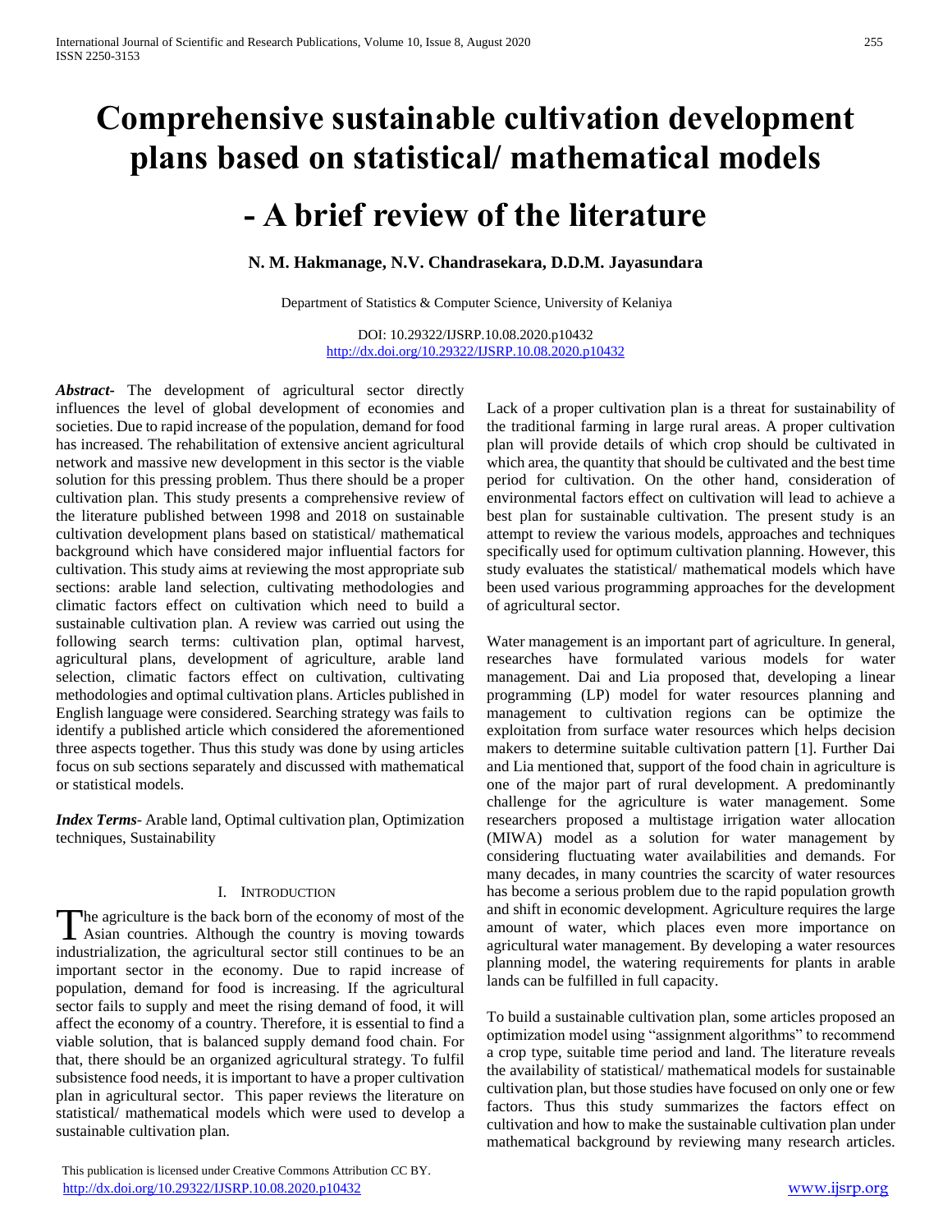# Comprehensive sustainable cultivation development plans based on statistical/ mathematical models

# - A brief review of the literature

**N. M. Hakmanage, N.V. Chandrasekara, D.D.M. Jayasundara**

Department of Statistics & Computer Science, University of Kelaniya

DOI: 10.29322/IJSRP.10.08.2020.p10432
http://dx.doi.org/10.29322/IJSRP.10.08.2020.p10432

***Abstract-*** The development of agricultural sector directly influences the level of global development of economies and societies. Due to rapid increase of the population, demand for food has increased. The rehabilitation of extensive ancient agricultural network and massive new development in this sector is the viable solution for this pressing problem. Thus there should be a proper cultivation plan. This study presents a comprehensive review of the literature published between 1998 and 2018 on sustainable cultivation development plans based on statistical/ mathematical background which have considered major influential factors for cultivation. This study aims at reviewing the most appropriate sub sections: arable land selection, cultivating methodologies and climatic factors effect on cultivation which need to build a sustainable cultivation plan. A review was carried out using the following search terms: cultivation plan, optimal harvest, agricultural plans, development of agriculture, arable land selection, climatic factors effect on cultivation, cultivating methodologies and optimal cultivation plans. Articles published in English language were considered. Searching strategy was fails to identify a published article which considered the aforementioned three aspects together. Thus this study was done by using articles focus on sub sections separately and discussed with mathematical or statistical models.

***Index Terms*-** Arable land, Optimal cultivation plan, Optimization techniques, Sustainability

## I. INTRODUCTION

The agriculture is the back born of the economy of most of the Asian countries. Although the country is moving towards industrialization, the agricultural sector still continues to be an important sector in the economy. Due to rapid increase of population, demand for food is increasing. If the agricultural sector fails to supply and meet the rising demand of food, it will affect the economy of a country. Therefore, it is essential to find a viable solution, that is balanced supply demand food chain. For that, there should be an organized agricultural strategy. To fulfil subsistence food needs, it is important to have a proper cultivation plan in agricultural sector. This paper reviews the literature on statistical/ mathematical models which were used to develop a sustainable cultivation plan.

Lack of a proper cultivation plan is a threat for sustainability of the traditional farming in large rural areas. A proper cultivation plan will provide details of which crop should be cultivated in which area, the quantity that should be cultivated and the best time period for cultivation. On the other hand, consideration of environmental factors effect on cultivation will lead to achieve a best plan for sustainable cultivation. The present study is an attempt to review the various models, approaches and techniques specifically used for optimum cultivation planning. However, this study evaluates the statistical/ mathematical models which have been used various programming approaches for the development of agricultural sector.

Water management is an important part of agriculture. In general, researches have formulated various models for water management. Dai and Lia proposed that, developing a linear programming (LP) model for water resources planning and management to cultivation regions can be optimize the exploitation from surface water resources which helps decision makers to determine suitable cultivation pattern [1]. Further Dai and Lia mentioned that, support of the food chain in agriculture is one of the major part of rural development. A predominantly challenge for the agriculture is water management. Some researchers proposed a multistage irrigation water allocation (MIWA) model as a solution for water management by considering fluctuating water availabilities and demands. For many decades, in many countries the scarcity of water resources has become a serious problem due to the rapid population growth and shift in economic development. Agriculture requires the large amount of water, which places even more importance on agricultural water management. By developing a water resources planning model, the watering requirements for plants in arable lands can be fulfilled in full capacity.

To build a sustainable cultivation plan, some articles proposed an optimization model using "assignment algorithms" to recommend a crop type, suitable time period and land. The literature reveals the availability of statistical/ mathematical models for sustainable cultivation plan, but those studies have focused on only one or few factors. Thus this study summarizes the factors effect on cultivation and how to make the sustainable cultivation plan under mathematical background by reviewing many research articles.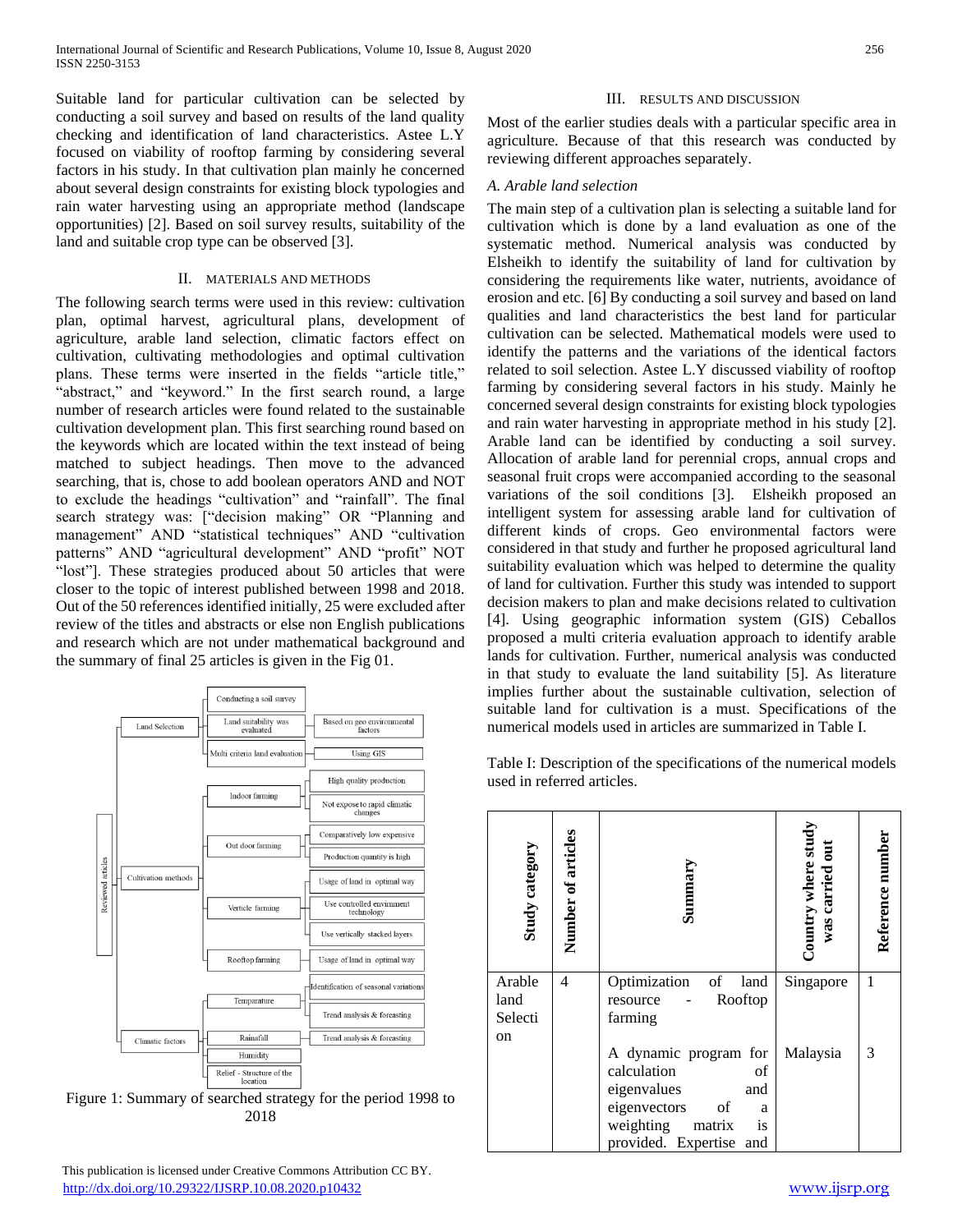Suitable land for particular cultivation can be selected by conducting a soil survey and based on results of the land quality checking and identification of land characteristics. Astee L.Y focused on viability of rooftop farming by considering several factors in his study. In that cultivation plan mainly he concerned about several design constraints for existing block typologies and rain water harvesting using an appropriate method (landscape opportunities) [2]. Based on soil survey results, suitability of the land and suitable crop type can be observed [3].

## II. Materials and Methods

The following search terms were used in this review: cultivation plan, optimal harvest, agricultural plans, development of agriculture, arable land selection, climatic factors effect on cultivation, cultivating methodologies and optimal cultivation plans. These terms were inserted in the fields "article title," "abstract," and "keyword." In the first search round, a large number of research articles were found related to the sustainable cultivation development plan. This first searching round based on the keywords which are located within the text instead of being matched to subject headings. Then move to the advanced searching, that is, chose to add boolean operators AND and NOT to exclude the headings "cultivation" and "rainfall". The final search strategy was: ["decision making" OR "Planning and management" AND "statistical techniques" AND "cultivation patterns" AND "agricultural development" AND "profit" NOT "lost"]. These strategies produced about 50 articles that were closer to the topic of interest published between 1998 and 2018. Out of the 50 references identified initially, 25 were excluded after review of the titles and abstracts or else non English publications and research which are not under mathematical background and the summary of final 25 articles is given in the Fig 01.

- Reviewed articles
  - Land Selection
    - Conducting a soil survey
    - Land suitability was evaluated
      - Based on geo environmental factors
    - Multi criteria land evaluation
      - Using GIS
  - Cultivation methods
    - Indoor farming
      - High quality production
      - Not expose to rapid climatic changes
    - Out door farming
      - Comparatively low expensive
      - Production quantity is high
    - Verticle farming
      - Usage of land in optimal way
      - Use controlled environment technology
      - Use vertically stacked layers
    - Rooftop farming
      - Usage of land in optimal way
  - Climatic factors
    - Temparature
      - Identification of seasonal variations
      - Trend analysis & forecasting
    - Rainfall
      - Trend analysis & forecasting
    - Humidity
    - Relief - Structure of the location

Figure 1: Summary of searched strategy for the period 1998 to 2018

## III. Results and Discussion

Most of the earlier studies deals with a particular specific area in agriculture. Because of that this research was conducted by reviewing different approaches separately.

### A. Arable land selection

The main step of a cultivation plan is selecting a suitable land for cultivation which is done by a land evaluation as one of the systematic method. Numerical analysis was conducted by Elsheikh to identify the suitability of land for cultivation by considering the requirements like water, nutrients, avoidance of erosion and etc. [6] By conducting a soil survey and based on land qualities and land characteristics the best land for particular cultivation can be selected. Mathematical models were used to identify the patterns and the variations of the identical factors related to soil selection. Astee L.Y discussed viability of rooftop farming by considering several factors in his study. Mainly he concerned several design constraints for existing block typologies and rain water harvesting in appropriate method in his study [2]. Arable land can be identified by conducting a soil survey. Allocation of arable land for perennial crops, annual crops and seasonal fruit crops were accompanied according to the seasonal variations of the soil conditions [3]. Elsheikh proposed an intelligent system for assessing arable land for cultivation of different kinds of crops. Geo environmental factors were considered in that study and further he proposed agricultural land suitability evaluation which was helped to determine the quality of land for cultivation. Further this study was intended to support decision makers to plan and make decisions related to cultivation [4]. Using geographic information system (GIS) Ceballos proposed a multi criteria evaluation approach to identify arable lands for cultivation. Further, numerical analysis was conducted in that study to evaluate the land suitability [5]. As literature implies further about the sustainable cultivation, selection of suitable land for cultivation is a must. Specifications of the numerical models used in articles are summarized in Table I.

Table I: Description of the specifications of the numerical models used in referred articles.

| Study category | Number of articles | Summary | Country where study was carried out | Reference number |
|---|---|---|---|---|
| Arable land Selection | 4 | Optimization of land resource - Rooftop farming | Singapore | 1 |
| | | A dynamic program for calculation of eigenvalues and eigenvectors of a weighting matrix is provided. Expertise and | Malaysia | 3 |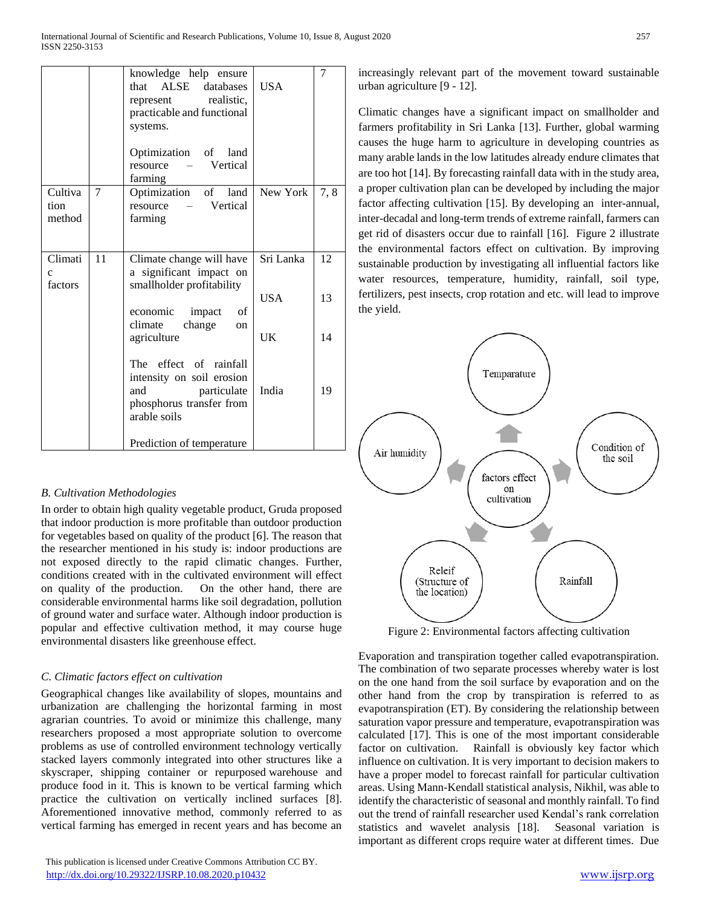| | | knowledge help ensure that ALSE databases represent realistic, practicable and functional systems. | USA | 7 |
|---|---|---|---|---|
| | | Optimization of land resource – Vertical farming | | |
| Cultivation method | 7 | Optimization of land resource – Vertical farming | New York | 7, 8 |
| Climatic factors | 11 | Climate change will have a significant impact on smallholder profitability | Sri Lanka | 12 |
| | | economic impact of climate change on agriculture | USA | 13 |
| | | The effect of rainfall intensity on soil erosion and particulate phosphorus transfer from arable soils | UK | 14 |
| | | Prediction of temperature | India | 19 |

### B. Cultivation Methodologies

In order to obtain high quality vegetable product, Gruda proposed that indoor production is more profitable than outdoor production for vegetables based on quality of the product [6]. The reason that the researcher mentioned in his study is: indoor productions are not exposed directly to the rapid climatic changes. Further, conditions created with in the cultivated environment will effect on quality of the production. On the other hand, there are considerable environmental harms like soil degradation, pollution of ground water and surface water. Although indoor production is popular and effective cultivation method, it may course huge environmental disasters like greenhouse effect.

### C. Climatic factors effect on cultivation

Geographical changes like availability of slopes, mountains and urbanization are challenging the horizontal farming in most agrarian countries. To avoid or minimize this challenge, many researchers proposed a most appropriate solution to overcome problems as use of controlled environment technology vertically stacked layers commonly integrated into other structures like a skyscraper, shipping container or repurposed warehouse and produce food in it. This is known to be vertical farming which practice the cultivation on vertically inclined surfaces [8]. Aforementioned innovative method, commonly referred to as vertical farming has emerged in recent years and has become an increasingly relevant part of the movement toward sustainable urban agriculture [9 - 12].

Climatic changes have a significant impact on smallholder and farmers profitability in Sri Lanka [13]. Further, global warming causes the huge harm to agriculture in developing countries as many arable lands in the low latitudes already endure climates that are too hot [14]. By forecasting rainfall data with in the study area, a proper cultivation plan can be developed by including the major factor affecting cultivation [15]. By developing an inter-annual, inter-decadal and long-term trends of extreme rainfall, farmers can get rid of disasters occur due to rainfall [16]. Figure 2 illustrate the environmental factors effect on cultivation. By improving sustainable production by investigating all influential factors like water resources, temperature, humidity, rainfall, soil type, fertilizers, pest insects, crop rotation and etc. will lead to improve the yield.

Temparature

Condition of the soil

Rainfall

Releif (Structure of the location)

Air humidity

factors effect on cultivation

Figure 2: Environmental factors affecting cultivation

Evaporation and transpiration together called evapotranspiration. The combination of two separate processes whereby water is lost on the one hand from the soil surface by evaporation and on the other hand from the crop by transpiration is referred to as evapotranspiration (ET). By considering the relationship between saturation vapor pressure and temperature, evapotranspiration was calculated [17]. This is one of the most important considerable factor on cultivation. Rainfall is obviously key factor which influence on cultivation. It is very important to decision makers to have a proper model to forecast rainfall for particular cultivation areas. Using Mann-Kendall statistical analysis, Nikhil, was able to identify the characteristic of seasonal and monthly rainfall. To find out the trend of rainfall researcher used Kendal's rank correlation statistics and wavelet analysis [18]. Seasonal variation is important as different crops require water at different times. Due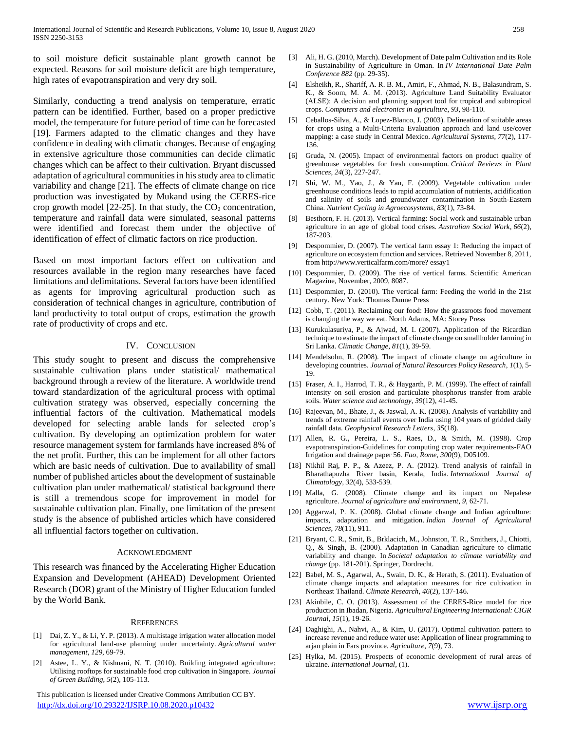to soil moisture deficit sustainable plant growth cannot be expected. Reasons for soil moisture deficit are high temperature, high rates of evapotranspiration and very dry soil.

Similarly, conducting a trend analysis on temperature, erratic pattern can be identified. Further, based on a proper predictive model, the temperature for future period of time can be forecasted [19]. Farmers adapted to the climatic changes and they have confidence in dealing with climatic changes. Because of engaging in extensive agriculture those communities can decide climatic changes which can be affect to their cultivation. Bryant discussed adaptation of agricultural communities in his study area to climatic variability and change [21]. The effects of climate change on rice production was investigated by Mukand using the CERES-rice crop growth model [22-25]. In that study, the $CO_2$ concentration, temperature and rainfall data were simulated, seasonal patterns were identified and forecast them under the objective of identification of effect of climatic factors on rice production.

Based on most important factors effect on cultivation and resources available in the region many researches have faced limitations and delimitations. Several factors have been identified as agents for improving agricultural production such as consideration of technical changes in agriculture, contribution of land productivity to total output of crops, estimation the growth rate of productivity of crops and etc.

## IV. Conclusion

This study sought to present and discuss the comprehensive sustainable cultivation plans under statistical/ mathematical background through a review of the literature. A worldwide trend toward standardization of the agricultural process with optimal cultivation strategy was observed, especially concerning the influential factors of the cultivation. Mathematical models developed for selecting arable lands for selected crop's cultivation. By developing an optimization problem for water resource management system for farmlands have increased 8% of the net profit. Further, this can be implement for all other factors which are basic needs of cultivation. Due to availability of small number of published articles about the development of sustainable cultivation plan under mathematical/ statistical background there is still a tremendous scope for improvement in model for sustainable cultivation plan. Finally, one limitation of the present study is the absence of published articles which have considered all influential factors together on cultivation.

## Acknowledgment

This research was financed by the Accelerating Higher Education Expansion and Development (AHEAD) Development Oriented Research (DOR) grant of the Ministry of Higher Education funded by the World Bank.

## References

[1] Dai, Z. Y., & Li, Y. P. (2013). A multistage irrigation water allocation model for agricultural land-use planning under uncertainty. *Agricultural water management*, *129*, 69-79.

[2] Astee, L. Y., & Kishnani, N. T. (2010). Building integrated agriculture: Utilising rooftops for sustainable food crop cultivation in Singapore. *Journal of Green Building*, *5*(2), 105-113.

[3] Ali, H. G. (2010, March). Development of Date palm Cultivation and its Role in Sustainability of Agriculture in Oman. In *IV International Date Palm Conference 882* (pp. 29-35).

[4] Elsheikh, R., Shariff, A. R. B. M., Amiri, F., Ahmad, N. B., Balasundram, S. K., & Soom, M. A. M. (2013). Agriculture Land Suitability Evaluator (ALSE): A decision and planning support tool for tropical and subtropical crops. *Computers and electronics in agriculture*, *93*, 98-110.

[5] Ceballos-Silva, A., & Lopez-Blanco, J. (2003). Delineation of suitable areas for crops using a Multi-Criteria Evaluation approach and land use/cover mapping: a case study in Central Mexico. *Agricultural Systems*, *77*(2), 117-136.

[6] Gruda, N. (2005). Impact of environmental factors on product quality of greenhouse vegetables for fresh consumption. *Critical Reviews in Plant Sciences*, *24*(3), 227-247.

[7] Shi, W. M., Yao, J., & Yan, F. (2009). Vegetable cultivation under greenhouse conditions leads to rapid accumulation of nutrients, acidification and salinity of soils and groundwater contamination in South-Eastern China. *Nutrient Cycling in Agroecosystems*, *83*(1), 73-84.

[8] Besthorn, F. H. (2013). Vertical farming: Social work and sustainable urban agriculture in an age of global food crises. *Australian Social Work*, *66*(2), 187-203.

[9] Despommier, D. (2007). The vertical farm essay 1: Reducing the impact of agriculture on ecosystem function and services. Retrieved November 8, 2011, from http://www.verticalfarm.com/more? essay1

[10] Despommier, D. (2009). The rise of vertical farms. Scientific American Magazine, November, 2009, 8087.

[11] Despommier, D. (2010). The vertical farm: Feeding the world in the 21st century. New York: Thomas Dunne Press

[12] Cobb, T. (2011). Reclaiming our food: How the grassroots food movement is changing the way we eat. North Adams, MA: Storey Press

[13] Kurukulasuriya, P., & Ajwad, M. I. (2007). Application of the Ricardian technique to estimate the impact of climate change on smallholder farming in Sri Lanka. *Climatic Change*, *81*(1), 39-59.

[14] Mendelsohn, R. (2008). The impact of climate change on agriculture in developing countries. *Journal of Natural Resources Policy Research*, *1*(1), 5-19.

[15] Fraser, A. I., Harrod, T. R., & Haygarth, P. M. (1999). The effect of rainfall intensity on soil erosion and particulate phosphorus transfer from arable soils. *Water science and technology*, *39*(12), 41-45.

[16] Rajeevan, M., Bhate, J., & Jaswal, A. K. (2008). Analysis of variability and trends of extreme rainfall events over India using 104 years of gridded daily rainfall data. *Geophysical Research Letters*, *35*(18).

[17] Allen, R. G., Pereira, L. S., Raes, D., & Smith, M. (1998). Crop evapotranspiration-Guidelines for computing crop water requirements-FAO Irrigation and drainage paper 56. *Fao, Rome*, *300*(9), D05109.

[18] Nikhil Raj, P. P., & Azeez, P. A. (2012). Trend analysis of rainfall in Bharathapuzha River basin, Kerala, India. *International Journal of Climatology*, *32*(4), 533-539.

[19] Malla, G. (2008). Climate change and its impact on Nepalese agriculture. *Journal of agriculture and environment*, *9*, 62-71.

[20] Aggarwal, P. K. (2008). Global climate change and Indian agriculture: impacts, adaptation and mitigation. *Indian Journal of Agricultural Sciences*, *78*(11), 911.

[21] Bryant, C. R., Smit, B., Brklacich, M., Johnston, T. R., Smithers, J., Chiotti, Q., & Singh, B. (2000). Adaptation in Canadian agriculture to climatic variability and change. In *Societal adaptation to climate variability and change* (pp. 181-201). Springer, Dordrecht.

[22] Babel, M. S., Agarwal, A., Swain, D. K., & Herath, S. (2011). Evaluation of climate change impacts and adaptation measures for rice cultivation in Northeast Thailand. *Climate Research*, *46*(2), 137-146.

[23] Akinbile, C. O. (2013). Assessment of the CERES-Rice model for rice production in Ibadan, Nigeria. *Agricultural Engineering International: CIGR Journal*, *15*(1), 19-26.

[24] Daghighi, A., Nahvi, A., & Kim, U. (2017). Optimal cultivation pattern to increase revenue and reduce water use: Application of linear programming to arjan plain in Fars province. *Agriculture*, *7*(9), 73.

[25] Hylka, M. (2015). Prospects of economic development of rural areas of ukraine. *International Journal*, (1).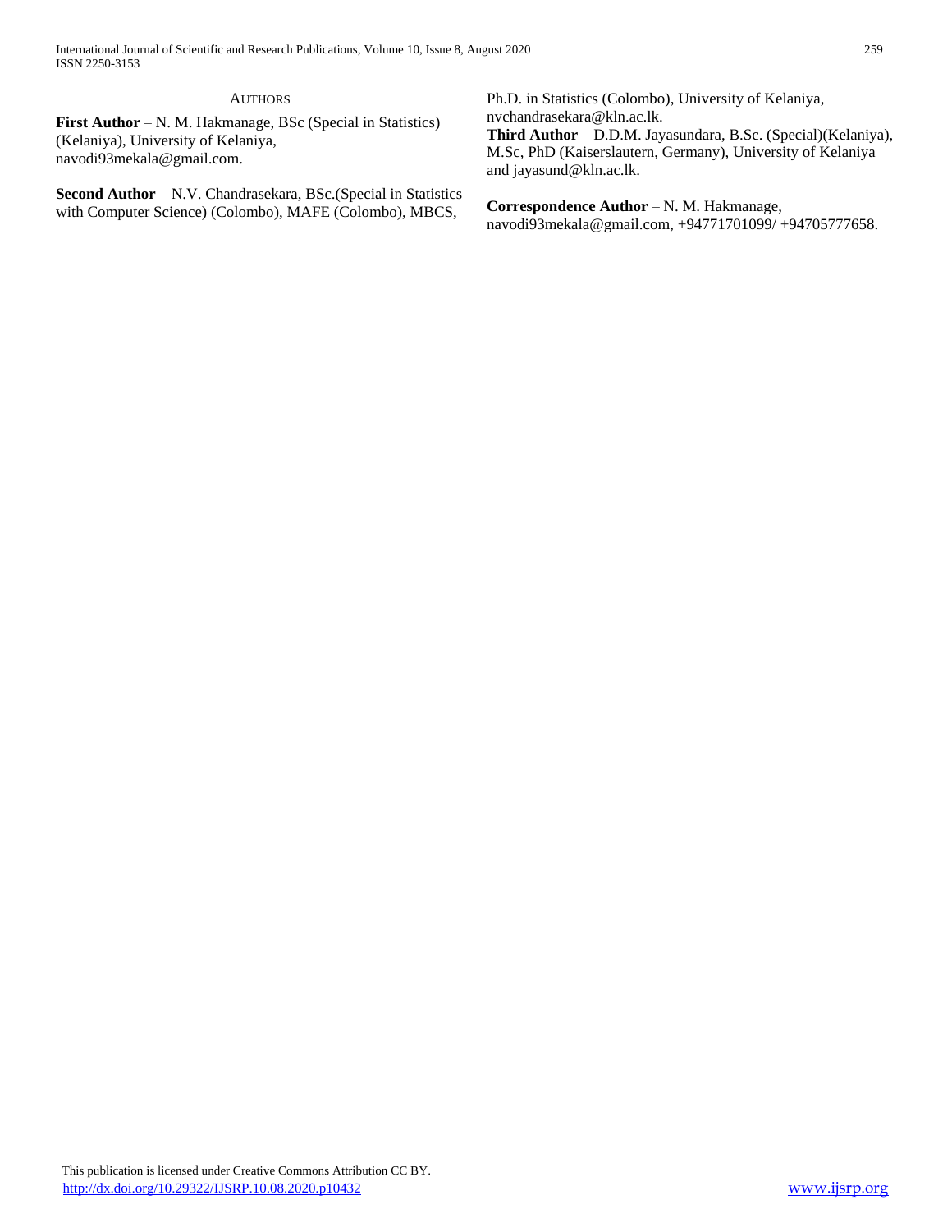## AUTHORS

**First Author** – N. M. Hakmanage, BSc (Special in Statistics) (Kelaniya), University of Kelaniya, navodi93mekala@gmail.com.

**Second Author** – N.V. Chandrasekara, BSc.(Special in Statistics with Computer Science) (Colombo), MAFE (Colombo), MBCS, Ph.D. in Statistics (Colombo), University of Kelaniya, nvchandrasekara@kln.ac.lk.

**Third Author** – D.D.M. Jayasundara, B.Sc. (Special)(Kelaniya), M.Sc, PhD (Kaiserslautern, Germany), University of Kelaniya and jayasund@kln.ac.lk.

**Correspondence Author** – N. M. Hakmanage, navodi93mekala@gmail.com, +94771701099/ +94705777658.

This publication is licensed under Creative Commons Attribution CC BY.
http://dx.doi.org/10.29322/IJSRP.10.08.2020.p10432